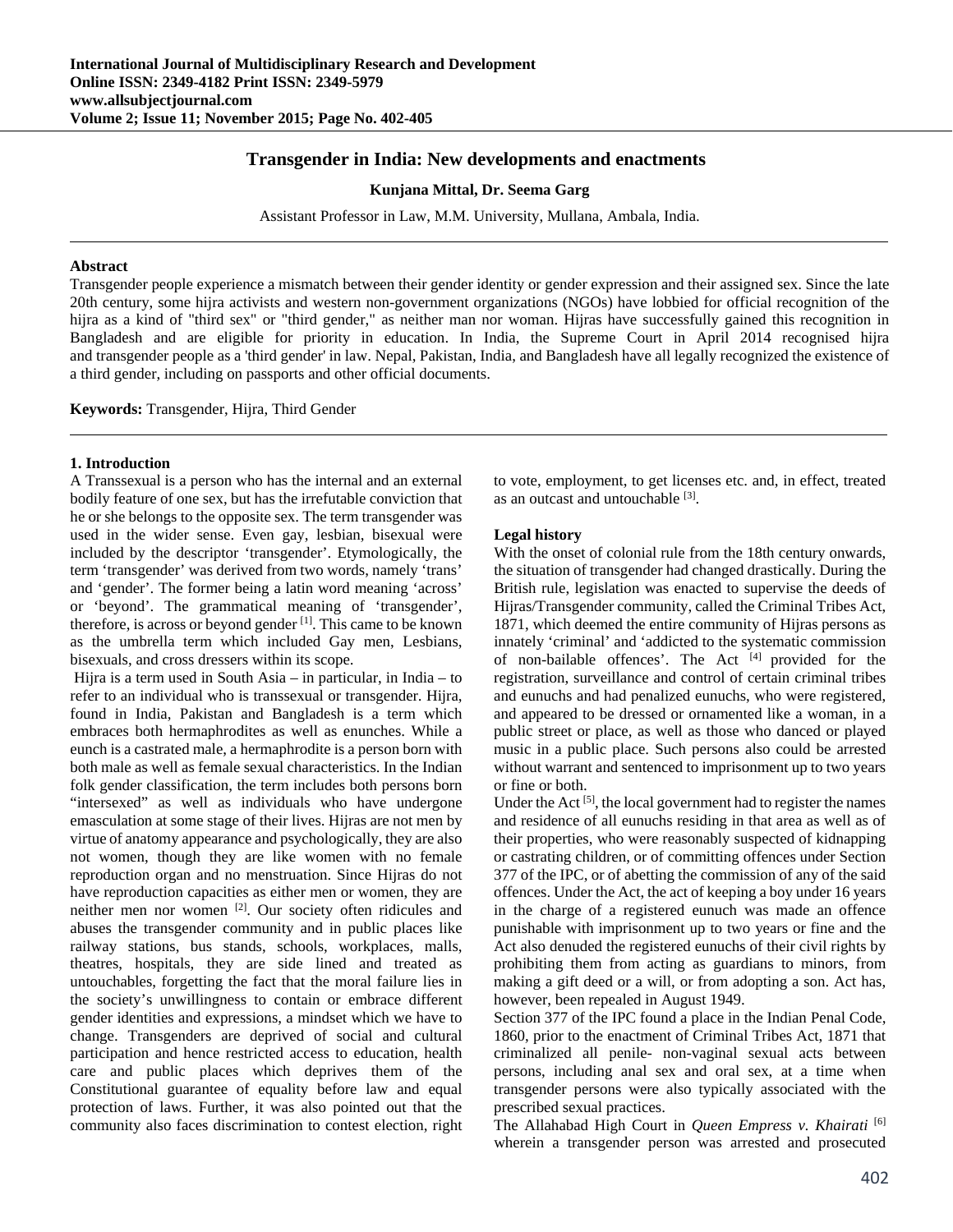# Transgender in India: New developments and enactments

**Kunjana Mittal, Dr. Seema Garg**

Assistant Professor in Law, M.M. University, Mullana, Ambala, India.

---

**Abstract**

Transgender people experience a mismatch between their gender identity or gender expression and their assigned sex. Since the late 20th century, some hijra activists and western non-government organizations (NGOs) have lobbied for official recognition of the hijra as a kind of "third sex" or "third gender," as neither man nor woman. Hijras have successfully gained this recognition in Bangladesh and are eligible for priority in education. In India, the Supreme Court in April 2014 recognised hijra and transgender people as a 'third gender' in law. Nepal, Pakistan, India, and Bangladesh have all legally recognized the existence of a third gender, including on passports and other official documents.

**Keywords:** Transgender, Hijra, Third Gender

---

## 1. Introduction

A Transsexual is a person who has the internal and an external bodily feature of one sex, but has the irrefutable conviction that he or she belongs to the opposite sex. The term transgender was used in the wider sense. Even gay, lesbian, bisexual were included by the descriptor 'transgender'. Etymologically, the term 'transgender' was derived from two words, namely 'trans' and 'gender'. The former being a latin word meaning 'across' or 'beyond'. The grammatical meaning of 'transgender', therefore, is across or beyond gender [1]. This came to be known as the umbrella term which included Gay men, Lesbians, bisexuals, and cross dressers within its scope.

Hijra is a term used in South Asia – in particular, in India – to refer to an individual who is transsexual or transgender. Hijra, found in India, Pakistan and Bangladesh is a term which embraces both hermaphrodites as well as enunches. While a eunch is a castrated male, a hermaphrodite is a person born with both male as well as female sexual characteristics. In the Indian folk gender classification, the term includes both persons born "intersexed" as well as individuals who have undergone emasculation at some stage of their lives. Hijras are not men by virtue of anatomy appearance and psychologically, they are also not women, though they are like women with no female reproduction organ and no menstruation. Since Hijras do not have reproduction capacities as either men or women, they are neither men nor women [2]. Our society often ridicules and abuses the transgender community and in public places like railway stations, bus stands, schools, workplaces, malls, theatres, hospitals, they are side lined and treated as untouchables, forgetting the fact that the moral failure lies in the society's unwillingness to contain or embrace different gender identities and expressions, a mindset which we have to change. Transgenders are deprived of social and cultural participation and hence restricted access to education, health care and public places which deprives them of the Constitutional guarantee of equality before law and equal protection of laws. Further, it was also pointed out that the community also faces discrimination to contest election, right to vote, employment, to get licenses etc. and, in effect, treated as an outcast and untouchable [3].

**Legal history**

With the onset of colonial rule from the 18th century onwards, the situation of transgender had changed drastically. During the British rule, legislation was enacted to supervise the deeds of Hijras/Transgender community, called the Criminal Tribes Act, 1871, which deemed the entire community of Hijras persons as innately 'criminal' and 'addicted to the systematic commission of non-bailable offences'. The Act [4] provided for the registration, surveillance and control of certain criminal tribes and eunuchs and had penalized eunuchs, who were registered, and appeared to be dressed or ornamented like a woman, in a public street or place, as well as those who danced or played music in a public place. Such persons also could be arrested without warrant and sentenced to imprisonment up to two years or fine or both.

Under the Act [5], the local government had to register the names and residence of all eunuchs residing in that area as well as of their properties, who were reasonably suspected of kidnapping or castrating children, or of committing offences under Section 377 of the IPC, or of abetting the commission of any of the said offences. Under the Act, the act of keeping a boy under 16 years in the charge of a registered eunuch was made an offence punishable with imprisonment up to two years or fine and the Act also denuded the registered eunuchs of their civil rights by prohibiting them from acting as guardians to minors, from making a gift deed or a will, or from adopting a son. Act has, however, been repealed in August 1949.

Section 377 of the IPC found a place in the Indian Penal Code, 1860, prior to the enactment of Criminal Tribes Act, 1871 that criminalized all penile- non-vaginal sexual acts between persons, including anal sex and oral sex, at a time when transgender persons were also typically associated with the prescribed sexual practices.

The Allahabad High Court in *Queen Empress v. Khairati* [6] wherein a transgender person was arrested and prosecuted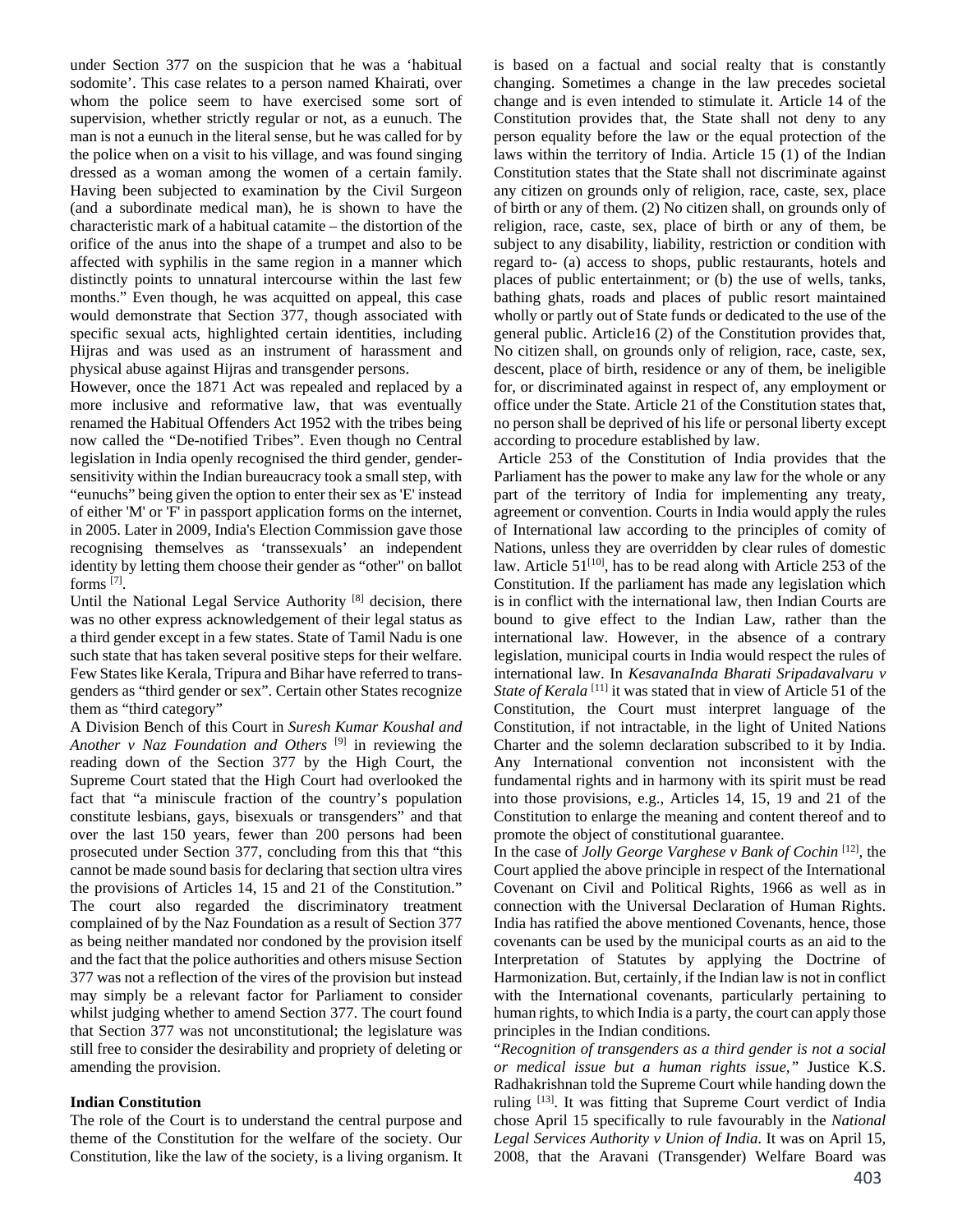under Section 377 on the suspicion that he was a 'habitual sodomite'. This case relates to a person named Khairati, over whom the police seem to have exercised some sort of supervision, whether strictly regular or not, as a eunuch. The man is not a eunuch in the literal sense, but he was called for by the police when on a visit to his village, and was found singing dressed as a woman among the women of a certain family. Having been subjected to examination by the Civil Surgeon (and a subordinate medical man), he is shown to have the characteristic mark of a habitual catamite – the distortion of the orifice of the anus into the shape of a trumpet and also to be affected with syphilis in the same region in a manner which distinctly points to unnatural intercourse within the last few months." Even though, he was acquitted on appeal, this case would demonstrate that Section 377, though associated with specific sexual acts, highlighted certain identities, including Hijras and was used as an instrument of harassment and physical abuse against Hijras and transgender persons.

However, once the 1871 Act was repealed and replaced by a more inclusive and reformative law, that was eventually renamed the Habitual Offenders Act 1952 with the tribes being now called the "De-notified Tribes". Even though no Central legislation in India openly recognised the third gender, gender-sensitivity within the Indian bureaucracy took a small step, with "eunuchs" being given the option to enter their sex as 'E' instead of either 'M' or 'F' in passport application forms on the internet, in 2005. Later in 2009, India's Election Commission gave those recognising themselves as 'transsexuals' an independent identity by letting them choose their gender as "other" on ballot forms [7].

Until the National Legal Service Authority [8] decision, there was no other express acknowledgement of their legal status as a third gender except in a few states. State of Tamil Nadu is one such state that has taken several positive steps for their welfare. Few States like Kerala, Tripura and Bihar have referred to trans-genders as "third gender or sex". Certain other States recognize them as "third category"

A Division Bench of this Court in *Suresh Kumar Koushal and Another v Naz Foundation and Others* [9] in reviewing the reading down of the Section 377 by the High Court, the Supreme Court stated that the High Court had overlooked the fact that "a miniscule fraction of the country's population constitute lesbians, gays, bisexuals or transgenders" and that over the last 150 years, fewer than 200 persons had been prosecuted under Section 377, concluding from this that "this cannot be made sound basis for declaring that section ultra vires the provisions of Articles 14, 15 and 21 of the Constitution." The court also regarded the discriminatory treatment complained of by the Naz Foundation as a result of Section 377 as being neither mandated nor condoned by the provision itself and the fact that the police authorities and others misuse Section 377 was not a reflection of the vires of the provision but instead may simply be a relevant factor for Parliament to consider whilst judging whether to amend Section 377. The court found that Section 377 was not unconstitutional; the legislature was still free to consider the desirability and propriety of deleting or amending the provision.

**Indian Constitution**

The role of the Court is to understand the central purpose and theme of the Constitution for the welfare of the society. Our Constitution, like the law of the society, is a living organism. It is based on a factual and social realty that is constantly changing. Sometimes a change in the law precedes societal change and is even intended to stimulate it. Article 14 of the Constitution provides that, the State shall not deny to any person equality before the law or the equal protection of the laws within the territory of India. Article 15 (1) of the Indian Constitution states that the State shall not discriminate against any citizen on grounds only of religion, race, caste, sex, place of birth or any of them. (2) No citizen shall, on grounds only of religion, race, caste, sex, place of birth or any of them, be subject to any disability, liability, restriction or condition with regard to- (a) access to shops, public restaurants, hotels and places of public entertainment; or (b) the use of wells, tanks, bathing ghats, roads and places of public resort maintained wholly or partly out of State funds or dedicated to the use of the general public. Article16 (2) of the Constitution provides that, No citizen shall, on grounds only of religion, race, caste, sex, descent, place of birth, residence or any of them, be ineligible for, or discriminated against in respect of, any employment or office under the State. Article 21 of the Constitution states that, no person shall be deprived of his life or personal liberty except according to procedure established by law.

Article 253 of the Constitution of India provides that the Parliament has the power to make any law for the whole or any part of the territory of India for implementing any treaty, agreement or convention. Courts in India would apply the rules of International law according to the principles of comity of Nations, unless they are overridden by clear rules of domestic law. Article 51[10], has to be read along with Article 253 of the Constitution. If the parliament has made any legislation which is in conflict with the international law, then Indian Courts are bound to give effect to the Indian Law, rather than the international law. However, in the absence of a contrary legislation, municipal courts in India would respect the rules of international law. In *KesavanaInda Bharati Sripadavalvaru v State of Kerala* [11] it was stated that in view of Article 51 of the Constitution, the Court must interpret language of the Constitution, if not intractable, in the light of United Nations Charter and the solemn declaration subscribed to it by India. Any International convention not inconsistent with the fundamental rights and in harmony with its spirit must be read into those provisions, e.g., Articles 14, 15, 19 and 21 of the Constitution to enlarge the meaning and content thereof and to promote the object of constitutional guarantee.

In the case of *Jolly George Varghese v Bank of Cochin* [12], the Court applied the above principle in respect of the International Covenant on Civil and Political Rights, 1966 as well as in connection with the Universal Declaration of Human Rights. India has ratified the above mentioned Covenants, hence, those covenants can be used by the municipal courts as an aid to the Interpretation of Statutes by applying the Doctrine of Harmonization. But, certainly, if the Indian law is not in conflict with the International covenants, particularly pertaining to human rights, to which India is a party, the court can apply those principles in the Indian conditions.

"*Recognition of transgenders as a third gender is not a social or medical issue but a human rights issue,"* Justice K.S. Radhakrishnan told the Supreme Court while handing down the ruling [13]. It was fitting that Supreme Court verdict of India chose April 15 specifically to rule favourably in the *National Legal Services Authority v Union of India.* It was on April 15, 2008, that the Aravani (Transgender) Welfare Board was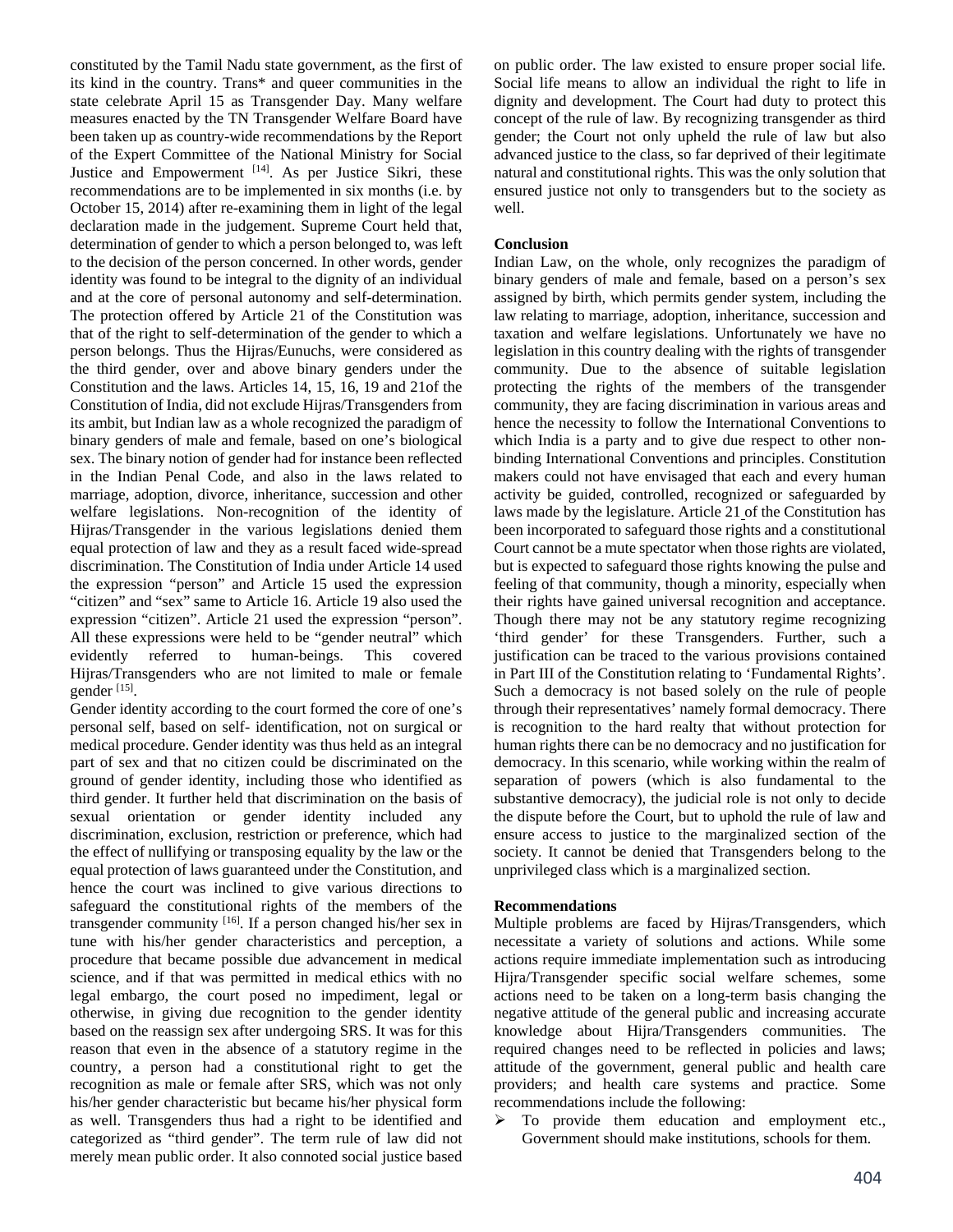constituted by the Tamil Nadu state government, as the first of its kind in the country. Trans* and queer communities in the state celebrate April 15 as Transgender Day. Many welfare measures enacted by the TN Transgender Welfare Board have been taken up as country-wide recommendations by the Report of the Expert Committee of the National Ministry for Social Justice and Empowerment [14]. As per Justice Sikri, these recommendations are to be implemented in six months (i.e. by October 15, 2014) after re-examining them in light of the legal declaration made in the judgement. Supreme Court held that, determination of gender to which a person belonged to, was left to the decision of the person concerned. In other words, gender identity was found to be integral to the dignity of an individual and at the core of personal autonomy and self-determination. The protection offered by Article 21 of the Constitution was that of the right to self-determination of the gender to which a person belongs. Thus the Hijras/Eunuchs, were considered as the third gender, over and above binary genders under the Constitution and the laws. Articles 14, 15, 16, 19 and 21of the Constitution of India, did not exclude Hijras/Transgenders from its ambit, but Indian law as a whole recognized the paradigm of binary genders of male and female, based on one's biological sex. The binary notion of gender had for instance been reflected in the Indian Penal Code, and also in the laws related to marriage, adoption, divorce, inheritance, succession and other welfare legislations. Non-recognition of the identity of Hijras/Transgender in the various legislations denied them equal protection of law and they as a result faced wide-spread discrimination. The Constitution of India under Article 14 used the expression "person" and Article 15 used the expression "citizen" and "sex" same to Article 16. Article 19 also used the expression "citizen". Article 21 used the expression "person". All these expressions were held to be "gender neutral" which evidently referred to human-beings. This covered Hijras/Transgenders who are not limited to male or female gender [15].

Gender identity according to the court formed the core of one's personal self, based on self- identification, not on surgical or medical procedure. Gender identity was thus held as an integral part of sex and that no citizen could be discriminated on the ground of gender identity, including those who identified as third gender. It further held that discrimination on the basis of sexual orientation or gender identity included any discrimination, exclusion, restriction or preference, which had the effect of nullifying or transposing equality by the law or the equal protection of laws guaranteed under the Constitution, and hence the court was inclined to give various directions to safeguard the constitutional rights of the members of the transgender community [16]. If a person changed his/her sex in tune with his/her gender characteristics and perception, a procedure that became possible due advancement in medical science, and if that was permitted in medical ethics with no legal embargo, the court posed no impediment, legal or otherwise, in giving due recognition to the gender identity based on the reassign sex after undergoing SRS. It was for this reason that even in the absence of a statutory regime in the country, a person had a constitutional right to get the recognition as male or female after SRS, which was not only his/her gender characteristic but became his/her physical form as well. Transgenders thus had a right to be identified and categorized as "third gender". The term rule of law did not merely mean public order. It also connoted social justice based on public order. The law existed to ensure proper social life. Social life means to allow an individual the right to life in dignity and development. The Court had duty to protect this concept of the rule of law. By recognizing transgender as third gender; the Court not only upheld the rule of law but also advanced justice to the class, so far deprived of their legitimate natural and constitutional rights. This was the only solution that ensured justice not only to transgenders but to the society as well.

**Conclusion**

Indian Law, on the whole, only recognizes the paradigm of binary genders of male and female, based on a person's sex assigned by birth, which permits gender system, including the law relating to marriage, adoption, inheritance, succession and taxation and welfare legislations. Unfortunately we have no legislation in this country dealing with the rights of transgender community. Due to the absence of suitable legislation protecting the rights of the members of the transgender community, they are facing discrimination in various areas and hence the necessity to follow the International Conventions to which India is a party and to give due respect to other non-binding International Conventions and principles. Constitution makers could not have envisaged that each and every human activity be guided, controlled, recognized or safeguarded by laws made by the legislature. Article 21 of the Constitution has been incorporated to safeguard those rights and a constitutional Court cannot be a mute spectator when those rights are violated, but is expected to safeguard those rights knowing the pulse and feeling of that community, though a minority, especially when their rights have gained universal recognition and acceptance. Though there may not be any statutory regime recognizing 'third gender' for these Transgenders. Further, such a justification can be traced to the various provisions contained in Part III of the Constitution relating to 'Fundamental Rights'. Such a democracy is not based solely on the rule of people through their representatives' namely formal democracy. There is recognition to the hard realty that without protection for human rights there can be no democracy and no justification for democracy. In this scenario, while working within the realm of separation of powers (which is also fundamental to the substantive democracy), the judicial role is not only to decide the dispute before the Court, but to uphold the rule of law and ensure access to justice to the marginalized section of the society. It cannot be denied that Transgenders belong to the unprivileged class which is a marginalized section.

**Recommendations**

Multiple problems are faced by Hijras/Transgenders, which necessitate a variety of solutions and actions. While some actions require immediate implementation such as introducing Hijra/Transgender specific social welfare schemes, some actions need to be taken on a long-term basis changing the negative attitude of the general public and increasing accurate knowledge about Hijra/Transgenders communities. The required changes need to be reflected in policies and laws; attitude of the government, general public and health care providers; and health care systems and practice. Some recommendations include the following:

- To provide them education and employment etc., Government should make institutions, schools for them.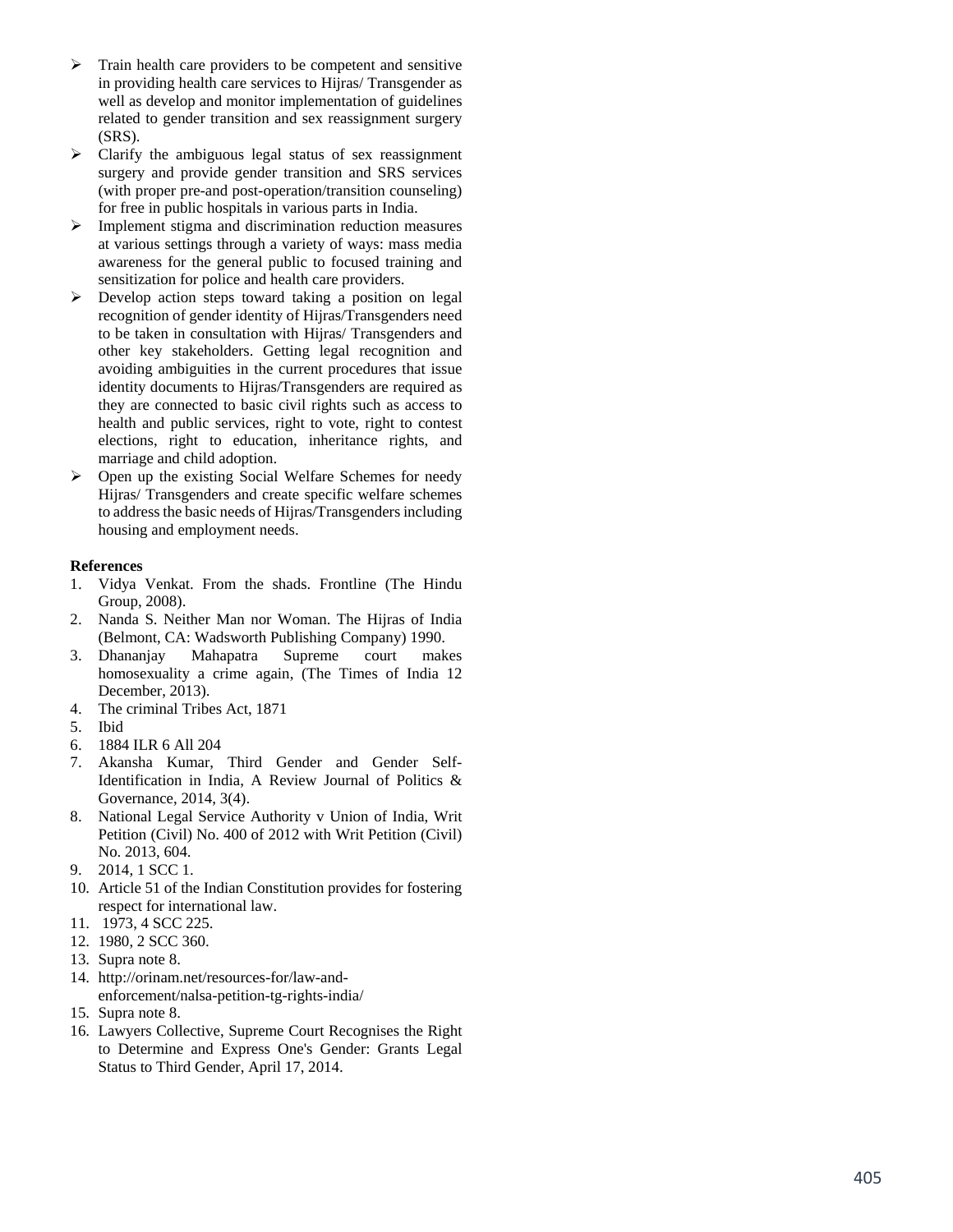- Train health care providers to be competent and sensitive in providing health care services to Hijras/ Transgender as well as develop and monitor implementation of guidelines related to gender transition and sex reassignment surgery (SRS).
- Clarify the ambiguous legal status of sex reassignment surgery and provide gender transition and SRS services (with proper pre-and post-operation/transition counseling) for free in public hospitals in various parts in India.
- Implement stigma and discrimination reduction measures at various settings through a variety of ways: mass media awareness for the general public to focused training and sensitization for police and health care providers.
- Develop action steps toward taking a position on legal recognition of gender identity of Hijras/Transgenders need to be taken in consultation with Hijras/ Transgenders and other key stakeholders. Getting legal recognition and avoiding ambiguities in the current procedures that issue identity documents to Hijras/Transgenders are required as they are connected to basic civil rights such as access to health and public services, right to vote, right to contest elections, right to education, inheritance rights, and marriage and child adoption.
- Open up the existing Social Welfare Schemes for needy Hijras/ Transgenders and create specific welfare schemes to address the basic needs of Hijras/Transgenders including housing and employment needs.

**References**

1. Vidya Venkat. From the shads. Frontline (The Hindu Group, 2008).
2. Nanda S. Neither Man nor Woman. The Hijras of India (Belmont, CA: Wadsworth Publishing Company) 1990.
3. Dhananjay Mahapatra Supreme court makes homosexuality a crime again, (The Times of India 12 December, 2013).
4. The criminal Tribes Act, 1871
5. Ibid
6. 1884 ILR 6 All 204
7. Akansha Kumar, Third Gender and Gender Self-Identification in India, A Review Journal of Politics & Governance, 2014, 3(4).
8. National Legal Service Authority v Union of India, Writ Petition (Civil) No. 400 of 2012 with Writ Petition (Civil) No. 2013, 604.
9. 2014, 1 SCC 1.
10. Article 51 of the Indian Constitution provides for fostering respect for international law.
11. 1973, 4 SCC 225.
12. 1980, 2 SCC 360.
13. Supra note 8.
14. http://orinam.net/resources-for/law-and-enforcement/nalsa-petition-tg-rights-india/
15. Supra note 8.
16. Lawyers Collective, Supreme Court Recognises the Right to Determine and Express One's Gender: Grants Legal Status to Third Gender, April 17, 2014.